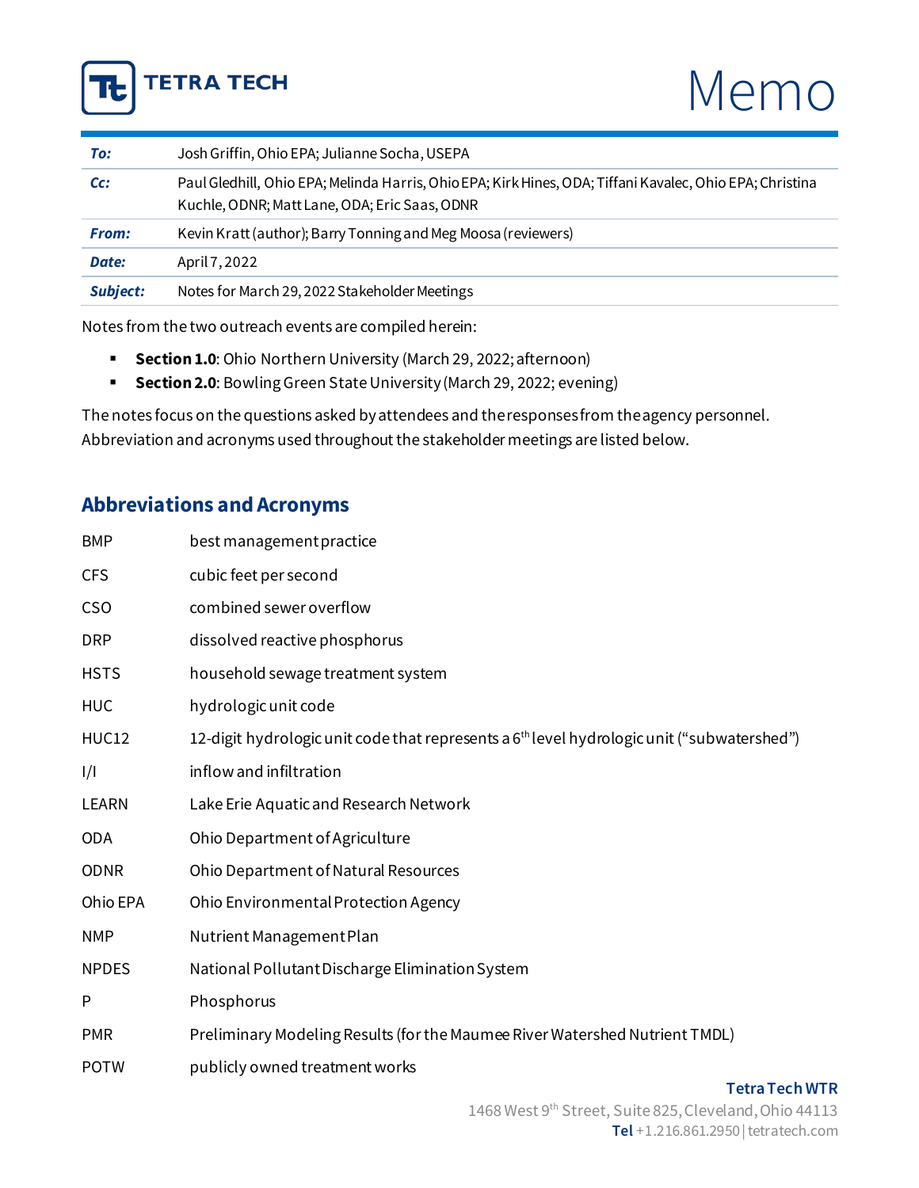# Memo

| | |
|---|---|
| ***To:*** | Josh Griffin, Ohio EPA; Julianne Socha, USEPA |
| ***Cc:*** | Paul Gledhill, Ohio EPA; Melinda Harris, Ohio EPA; Kirk Hines, ODA; Tiffani Kavalec, Ohio EPA; Christina Kuchle, ODNR; Matt Lane, ODA; Eric Saas, ODNR |
| ***From:*** | Kevin Kratt (author); Barry Tonning and Meg Moosa (reviewers) |
| ***Date:*** | April 7, 2022 |
| ***Subject:*** | Notes for March 29, 2022 Stakeholder Meetings |

Notes from the two outreach events are compiled herein:

- **Section 1.0**: Ohio Northern University (March 29, 2022; afternoon)
- **Section 2.0**: Bowling Green State University (March 29, 2022; evening)

The notes focus on the questions asked by attendees and the responses from the agency personnel. Abbreviation and acronyms used throughout the stakeholder meetings are listed below.

## Abbreviations and Acronyms

| | |
|---|---|
| BMP | best management practice |
| CFS | cubic feet per second |
| CSO | combined sewer overflow |
| DRP | dissolved reactive phosphorus |
| HSTS | household sewage treatment system |
| HUC | hydrologic unit code |
| HUC12 | 12-digit hydrologic unit code that represents a 6th level hydrologic unit ("subwatershed") |
| I/I | inflow and infiltration |
| LEARN | Lake Erie Aquatic and Research Network |
| ODA | Ohio Department of Agriculture |
| ODNR | Ohio Department of Natural Resources |
| Ohio EPA | Ohio Environmental Protection Agency |
| NMP | Nutrient Management Plan |
| NPDES | National Pollutant Discharge Elimination System |
| P | Phosphorus |
| PMR | Preliminary Modeling Results (for the Maumee River Watershed Nutrient TMDL) |
| POTW | publicly owned treatment works |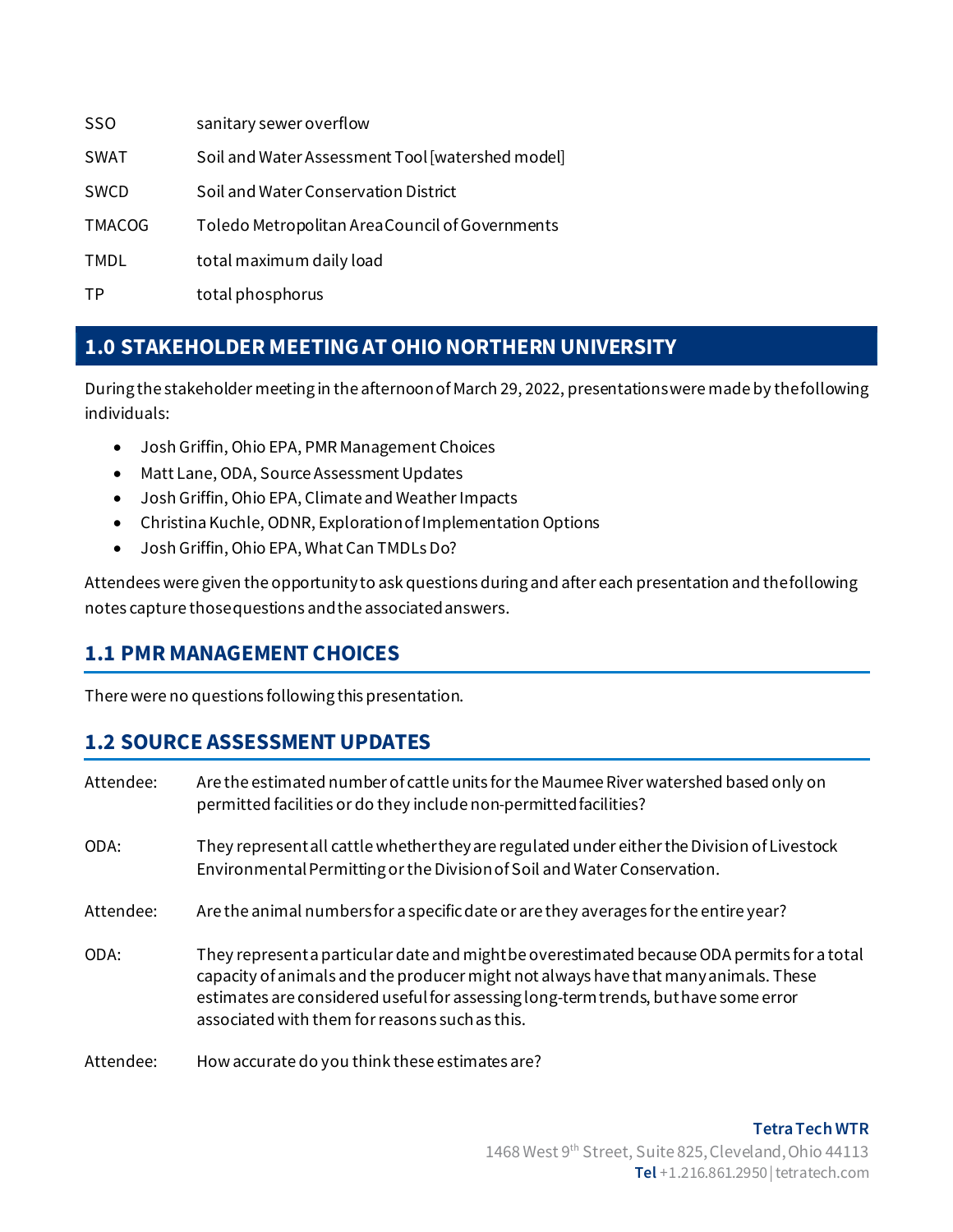| | |
|---|---|
| SSO | sanitary sewer overflow |
| SWAT | Soil and Water Assessment Tool [watershed model] |
| SWCD | Soil and Water Conservation District |
| TMACOG | Toledo Metropolitan Area Council of Governments |
| TMDL | total maximum daily load |
| TP | total phosphorus |

# 1.0 STAKEHOLDER MEETING AT OHIO NORTHERN UNIVERSITY

During the stakeholder meeting in the afternoon of March 29, 2022, presentations were made by the following individuals:

- Josh Griffin, Ohio EPA, PMR Management Choices
- Matt Lane, ODA, Source Assessment Updates
- Josh Griffin, Ohio EPA, Climate and Weather Impacts
- Christina Kuchle, ODNR, Exploration of Implementation Options
- Josh Griffin, Ohio EPA, What Can TMDLs Do?

Attendees were given the opportunity to ask questions during and after each presentation and the following notes capture those questions and the associated answers.

## 1.1 PMR MANAGEMENT CHOICES

There were no questions following this presentation.

## 1.2 SOURCE ASSESSMENT UPDATES

Attendee: Are the estimated number of cattle units for the Maumee River watershed based only on permitted facilities or do they include non-permitted facilities?

ODA: They represent all cattle whether they are regulated under either the Division of Livestock Environmental Permitting or the Division of Soil and Water Conservation.

Attendee: Are the animal numbers for a specific date or are they averages for the entire year?

ODA: They represent a particular date and might be overestimated because ODA permits for a total capacity of animals and the producer might not always have that many animals. These estimates are considered useful for assessing long-term trends, but have some error associated with them for reasons such as this.

Attendee: How accurate do you think these estimates are?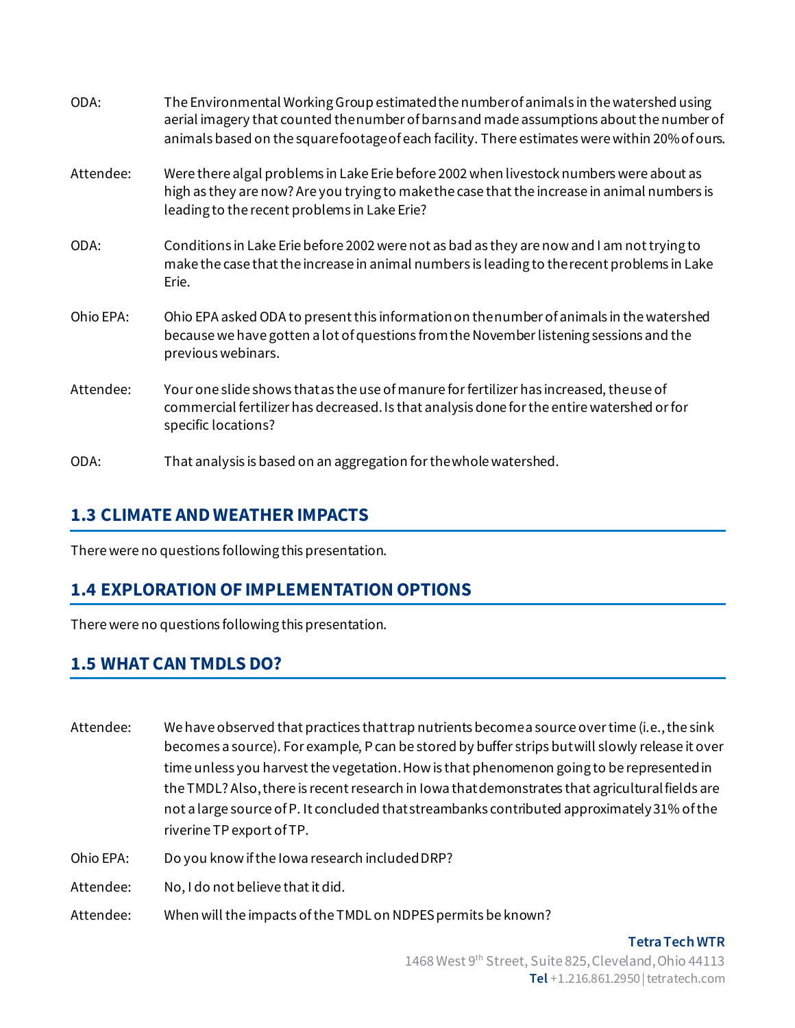ODA: The Environmental Working Group estimated the number of animals in the watershed using aerial imagery that counted the number of barns and made assumptions about the number of animals based on the square footage of each facility. There estimates were within 20% of ours.

Attendee: Were there algal problems in Lake Erie before 2002 when livestock numbers were about as high as they are now? Are you trying to make the case that the increase in animal numbers is leading to the recent problems in Lake Erie?

ODA: Conditions in Lake Erie before 2002 were not as bad as they are now and I am not trying to make the case that the increase in animal numbers is leading to the recent problems in Lake Erie.

Ohio EPA: Ohio EPA asked ODA to present this information on the number of animals in the watershed because we have gotten a lot of questions from the November listening sessions and the previous webinars.

Attendee: Your one slide shows that as the use of manure for fertilizer has increased, the use of commercial fertilizer has decreased. Is that analysis done for the entire watershed or for specific locations?

ODA: That analysis is based on an aggregation for the whole watershed.

## 1.3 CLIMATE AND WEATHER IMPACTS

There were no questions following this presentation.

## 1.4 EXPLORATION OF IMPLEMENTATION OPTIONS

There were no questions following this presentation.

## 1.5 WHAT CAN TMDLS DO?

Attendee: We have observed that practices that trap nutrients become a source over time (i.e., the sink becomes a source). For example, P can be stored by buffer strips but will slowly release it over time unless you harvest the vegetation. How is that phenomenon going to be represented in the TMDL? Also, there is recent research in Iowa that demonstrates that agricultural fields are not a large source of P. It concluded that streambanks contributed approximately 31% of the riverine TP export of TP.

Ohio EPA: Do you know if the Iowa research included DRP?

Attendee: No, I do not believe that it did.

Attendee: When will the impacts of the TMDL on NDPES permits be known?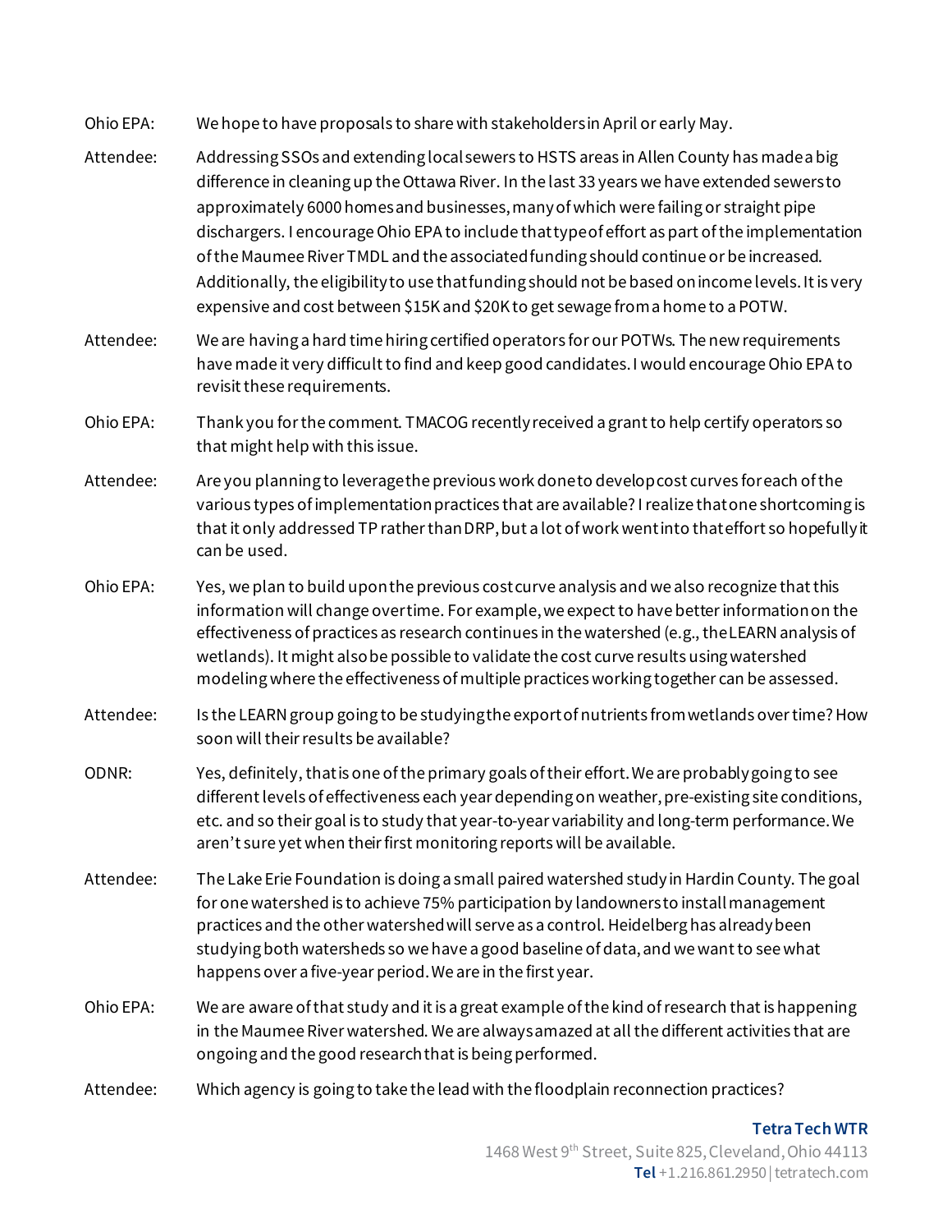Ohio EPA: We hope to have proposals to share with stakeholders in April or early May.

Attendee: Addressing SSOs and extending local sewers to HSTS areas in Allen County has made a big difference in cleaning up the Ottawa River. In the last 33 years we have extended sewers to approximately 6000 homes and businesses, many of which were failing or straight pipe dischargers. I encourage Ohio EPA to include that type of effort as part of the implementation of the Maumee River TMDL and the associated funding should continue or be increased. Additionally, the eligibility to use that funding should not be based on income levels. It is very expensive and cost between $15K and $20K to get sewage from a home to a POTW.

Attendee: We are having a hard time hiring certified operators for our POTWs. The new requirements have made it very difficult to find and keep good candidates. I would encourage Ohio EPA to revisit these requirements.

Ohio EPA: Thank you for the comment. TMACOG recently received a grant to help certify operators so that might help with this issue.

Attendee: Are you planning to leverage the previous work done to develop cost curves for each of the various types of implementation practices that are available? I realize that one shortcoming is that it only addressed TP rather than DRP, but a lot of work went into that effort so hopefully it can be used.

Ohio EPA: Yes, we plan to build upon the previous cost curve analysis and we also recognize that this information will change over time. For example, we expect to have better information on the effectiveness of practices as research continues in the watershed (e.g., the LEARN analysis of wetlands). It might also be possible to validate the cost curve results using watershed modeling where the effectiveness of multiple practices working together can be assessed.

Attendee: Is the LEARN group going to be studying the export of nutrients from wetlands over time? How soon will their results be available?

ODNR: Yes, definitely, that is one of the primary goals of their effort. We are probably going to see different levels of effectiveness each year depending on weather, pre-existing site conditions, etc. and so their goal is to study that year-to-year variability and long-term performance. We aren't sure yet when their first monitoring reports will be available.

Attendee: The Lake Erie Foundation is doing a small paired watershed study in Hardin County. The goal for one watershed is to achieve 75% participation by landowners to install management practices and the other watershed will serve as a control. Heidelberg has already been studying both watersheds so we have a good baseline of data, and we want to see what happens over a five-year period. We are in the first year.

Ohio EPA: We are aware of that study and it is a great example of the kind of research that is happening in the Maumee River watershed. We are always amazed at all the different activities that are ongoing and the good research that is being performed.

Attendee: Which agency is going to take the lead with the floodplain reconnection practices?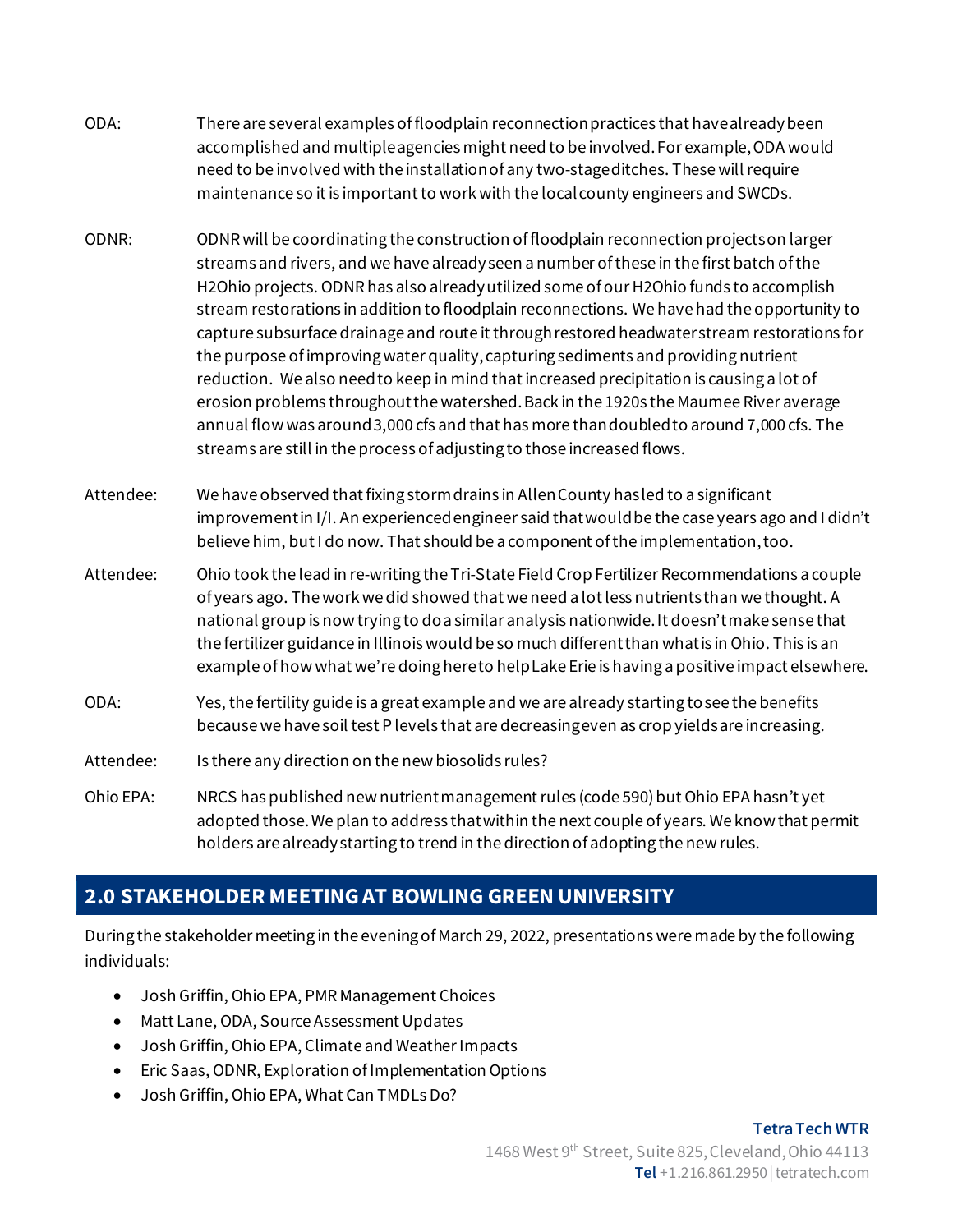ODA: There are several examples of floodplain reconnection practices that have already been accomplished and multiple agencies might need to be involved. For example, ODA would need to be involved with the installation of any two-stage ditches. These will require maintenance so it is important to work with the local county engineers and SWCDs.

ODNR: ODNR will be coordinating the construction of floodplain reconnection projects on larger streams and rivers, and we have already seen a number of these in the first batch of the H2Ohio projects. ODNR has also already utilized some of our H2Ohio funds to accomplish stream restorations in addition to floodplain reconnections. We have had the opportunity to capture subsurface drainage and route it through restored headwater stream restorations for the purpose of improving water quality, capturing sediments and providing nutrient reduction. We also need to keep in mind that increased precipitation is causing a lot of erosion problems throughout the watershed. Back in the 1920s the Maumee River average annual flow was around 3,000 cfs and that has more than doubled to around 7,000 cfs. The streams are still in the process of adjusting to those increased flows.

Attendee: We have observed that fixing storm drains in Allen County has led to a significant improvement in I/I. An experienced engineer said that would be the case years ago and I didn't believe him, but I do now. That should be a component of the implementation, too.

Attendee: Ohio took the lead in re-writing the Tri-State Field Crop Fertilizer Recommendations a couple of years ago. The work we did showed that we need a lot less nutrients than we thought. A national group is now trying to do a similar analysis nationwide. It doesn't make sense that the fertilizer guidance in Illinois would be so much different than what is in Ohio. This is an example of how what we're doing here to help Lake Erie is having a positive impact elsewhere.

ODA: Yes, the fertility guide is a great example and we are already starting to see the benefits because we have soil test P levels that are decreasing even as crop yields are increasing.

Attendee: Is there any direction on the new biosolids rules?

Ohio EPA: NRCS has published new nutrient management rules (code 590) but Ohio EPA hasn't yet adopted those. We plan to address that within the next couple of years. We know that permit holders are already starting to trend in the direction of adopting the new rules.

## 2.0 STAKEHOLDER MEETING AT BOWLING GREEN UNIVERSITY

During the stakeholder meeting in the evening of March 29, 2022, presentations were made by the following individuals:

- Josh Griffin, Ohio EPA, PMR Management Choices
- Matt Lane, ODA, Source Assessment Updates
- Josh Griffin, Ohio EPA, Climate and Weather Impacts
- Eric Saas, ODNR, Exploration of Implementation Options
- Josh Griffin, Ohio EPA, What Can TMDLs Do?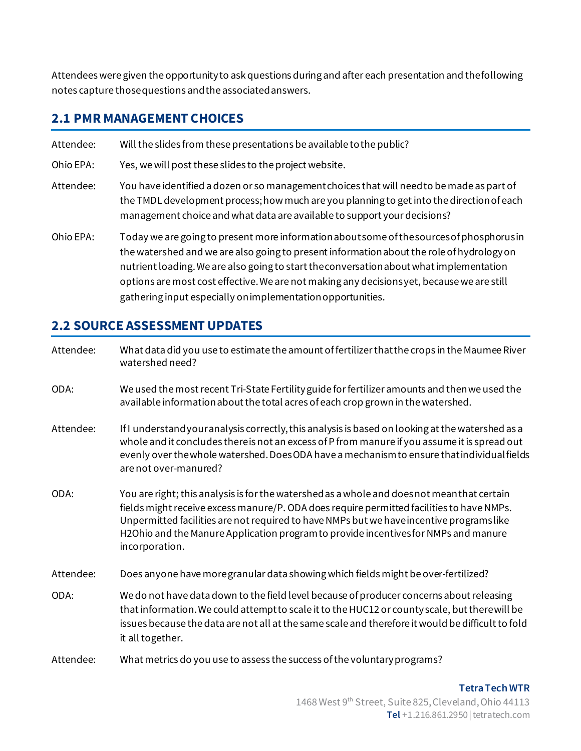Attendees were given the opportunity to ask questions during and after each presentation and the following notes capture those questions and the associated answers.

## 2.1 PMR MANAGEMENT CHOICES

Attendee: Will the slides from these presentations be available to the public?

Ohio EPA: Yes, we will post these slides to the project website.

Attendee: You have identified a dozen or so management choices that will need to be made as part of the TMDL development process; how much are you planning to get into the direction of each management choice and what data are available to support your decisions?

Ohio EPA: Today we are going to present more information about some of the sources of phosphorus in the watershed and we are also going to present information about the role of hydrology on nutrient loading. We are also going to start the conversation about what implementation options are most cost effective. We are not making any decisions yet, because we are still gathering input especially on implementation opportunities.

## 2.2 SOURCE ASSESSMENT UPDATES

Attendee: What data did you use to estimate the amount of fertilizer that the crops in the Maumee River watershed need?

ODA: We used the most recent Tri-State Fertility guide for fertilizer amounts and then we used the available information about the total acres of each crop grown in the watershed.

Attendee: If I understand your analysis correctly, this analysis is based on looking at the watershed as a whole and it concludes there is not an excess of P from manure if you assume it is spread out evenly over the whole watershed. Does ODA have a mechanism to ensure that individual fields are not over-manured?

ODA: You are right; this analysis is for the watershed as a whole and does not mean that certain fields might receive excess manure/P. ODA does require permitted facilities to have NMPs. Unpermitted facilities are not required to have NMPs but we have incentive programs like H2Ohio and the Manure Application program to provide incentives for NMPs and manure incorporation.

Attendee: Does anyone have more granular data showing which fields might be over-fertilized?

ODA: We do not have data down to the field level because of producer concerns about releasing that information. We could attempt to scale it to the HUC12 or county scale, but there will be issues because the data are not all at the same scale and therefore it would be difficult to fold it all together.

Attendee: What metrics do you use to assess the success of the voluntary programs?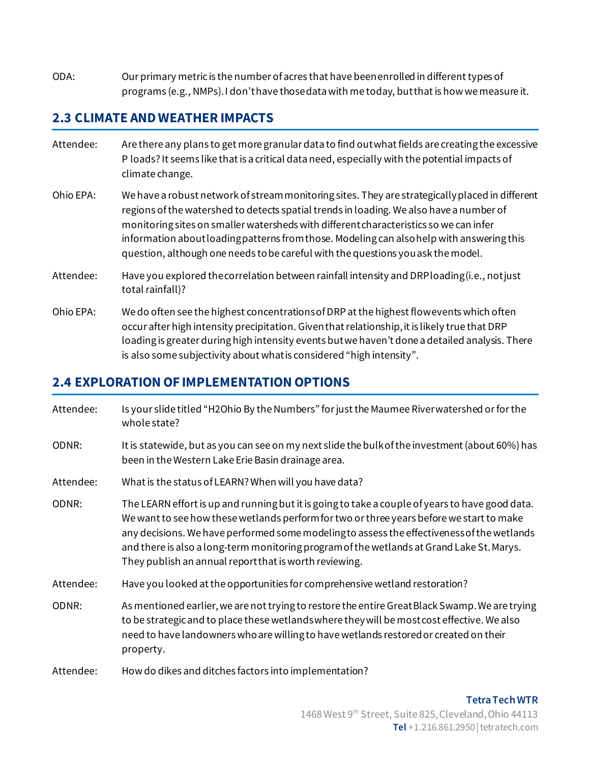ODA: Our primary metric is the number of acres that have been enrolled in different types of programs (e.g., NMPs). I don't have those data with me today, but that is how we measure it.

## 2.3 CLIMATE AND WEATHER IMPACTS

Attendee: Are there any plans to get more granular data to find out what fields are creating the excessive P loads? It seems like that is a critical data need, especially with the potential impacts of climate change.

Ohio EPA: We have a robust network of stream monitoring sites. They are strategically placed in different regions of the watershed to detects spatial trends in loading. We also have a number of monitoring sites on smaller watersheds with different characteristics so we can infer information about loading patterns from those. Modeling can also help with answering this question, although one needs to be careful with the questions you ask the model.

Attendee: Have you explored the correlation between rainfall intensity and DRP loading (i.e., not just total rainfall)?

Ohio EPA: We do often see the highest concentrations of DRP at the highest flow events which often occur after high intensity precipitation. Given that relationship, it is likely true that DRP loading is greater during high intensity events but we haven't done a detailed analysis. There is also some subjectivity about what is considered "high intensity".

## 2.4 EXPLORATION OF IMPLEMENTATION OPTIONS

Attendee: Is your slide titled "H2Ohio By the Numbers" for just the Maumee River watershed or for the whole state?

ODNR: It is statewide, but as you can see on my next slide the bulk of the investment (about 60%) has been in the Western Lake Erie Basin drainage area.

Attendee: What is the status of LEARN? When will you have data?

ODNR: The LEARN effort is up and running but it is going to take a couple of years to have good data. We want to see how these wetlands perform for two or three years before we start to make any decisions. We have performed some modeling to assess the effectiveness of the wetlands and there is also a long-term monitoring program of the wetlands at Grand Lake St. Marys. They publish an annual report that is worth reviewing.

Attendee: Have you looked at the opportunities for comprehensive wetland restoration?

ODNR: As mentioned earlier, we are not trying to restore the entire Great Black Swamp. We are trying to be strategic and to place these wetlands where they will be most cost effective. We also need to have landowners who are willing to have wetlands restored or created on their property.

Attendee: How do dikes and ditches factors into implementation?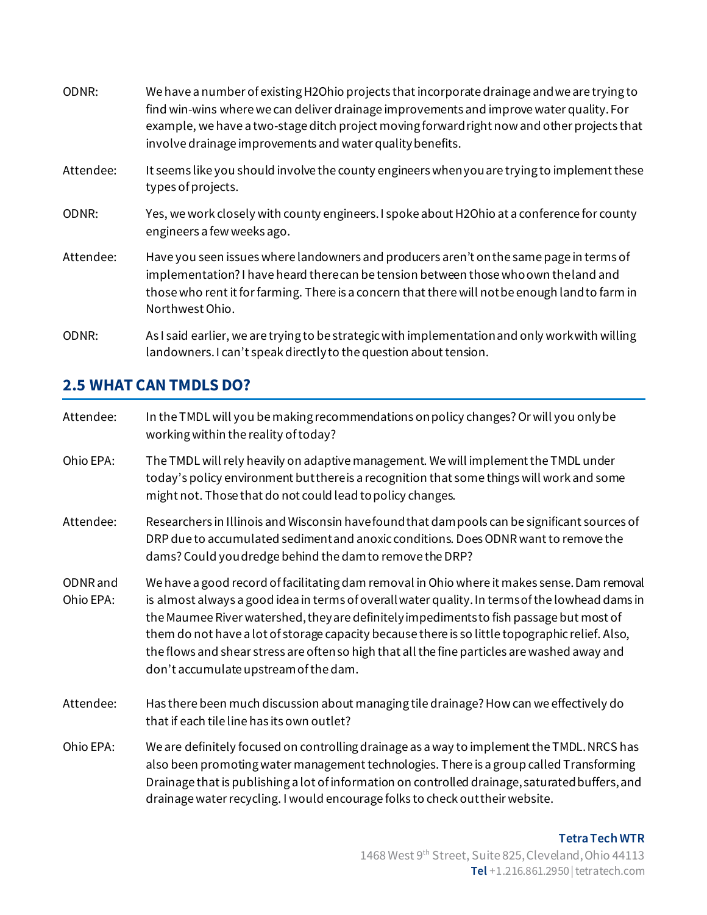ODNR: We have a number of existing H2Ohio projects that incorporate drainage and we are trying to find win-wins where we can deliver drainage improvements and improve water quality. For example, we have a two-stage ditch project moving forward right now and other projects that involve drainage improvements and water quality benefits.

Attendee: It seems like you should involve the county engineers when you are trying to implement these types of projects.

ODNR: Yes, we work closely with county engineers. I spoke about H2Ohio at a conference for county engineers a few weeks ago.

Attendee: Have you seen issues where landowners and producers aren't on the same page in terms of implementation? I have heard there can be tension between those who own the land and those who rent it for farming. There is a concern that there will not be enough land to farm in Northwest Ohio.

ODNR: As I said earlier, we are trying to be strategic with implementation and only work with willing landowners. I can't speak directly to the question about tension.

## 2.5 WHAT CAN TMDLS DO?

Attendee: In the TMDL will you be making recommendations on policy changes? Or will you only be working within the reality of today?

Ohio EPA: The TMDL will rely heavily on adaptive management. We will implement the TMDL under today's policy environment but there is a recognition that some things will work and some might not. Those that do not could lead to policy changes.

Attendee: Researchers in Illinois and Wisconsin have found that dam pools can be significant sources of DRP due to accumulated sediment and anoxic conditions. Does ODNR want to remove the dams? Could you dredge behind the dam to remove the DRP?

ODNR and Ohio EPA: We have a good record of facilitating dam removal in Ohio where it makes sense. Dam removal is almost always a good idea in terms of overall water quality. In terms of the lowhead dams in the Maumee River watershed, they are definitely impediments to fish passage but most of them do not have a lot of storage capacity because there is so little topographic relief. Also, the flows and shear stress are often so high that all the fine particles are washed away and don't accumulate upstream of the dam.

Attendee: Has there been much discussion about managing tile drainage? How can we effectively do that if each tile line has its own outlet?

Ohio EPA: We are definitely focused on controlling drainage as a way to implement the TMDL. NRCS has also been promoting water management technologies. There is a group called Transforming Drainage that is publishing a lot of information on controlled drainage, saturated buffers, and drainage water recycling. I would encourage folks to check out their website.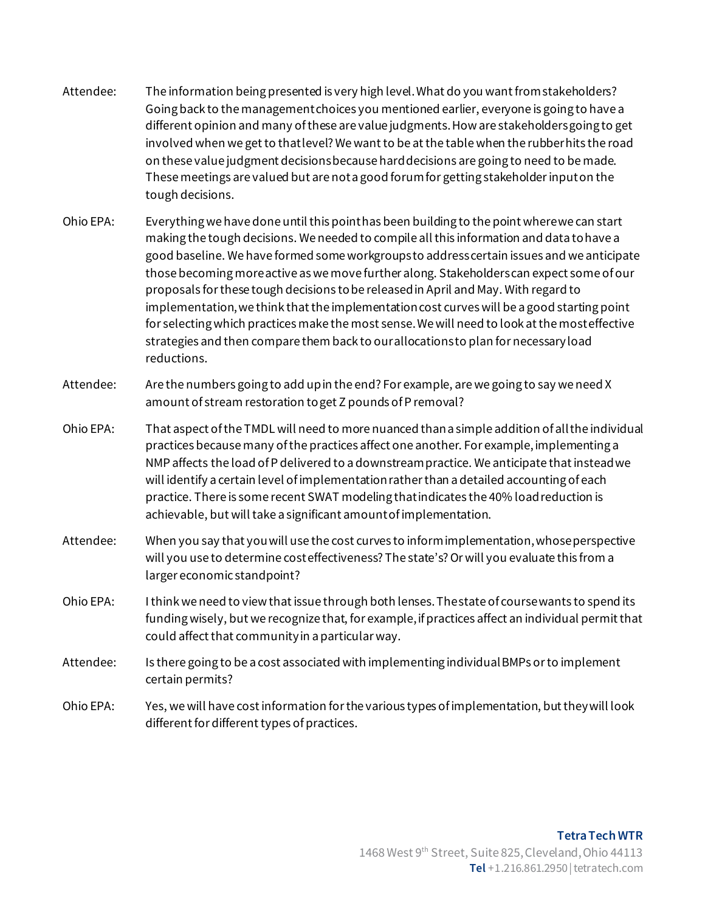**Attendee:** The information being presented is very high level. What do you want from stakeholders? Going back to the management choices you mentioned earlier, everyone is going to have a different opinion and many of these are value judgments. How are stakeholders going to get involved when we get to that level? We want to be at the table when the rubber hits the road on these value judgment decisions because hard decisions are going to need to be made. These meetings are valued but are not a good forum for getting stakeholder input on the tough decisions.

**Ohio EPA:** Everything we have done until this point has been building to the point where we can start making the tough decisions. We needed to compile all this information and data to have a good baseline. We have formed some workgroups to address certain issues and we anticipate those becoming more active as we move further along. Stakeholders can expect some of our proposals for these tough decisions to be released in April and May. With regard to implementation, we think that the implementation cost curves will be a good starting point for selecting which practices make the most sense. We will need to look at the most effective strategies and then compare them back to our allocations to plan for necessary load reductions.

**Attendee:** Are the numbers going to add up in the end? For example, are we going to say we need X amount of stream restoration to get Z pounds of P removal?

**Ohio EPA:** That aspect of the TMDL will need to more nuanced than a simple addition of all the individual practices because many of the practices affect one another. For example, implementing a NMP affects the load of P delivered to a downstream practice. We anticipate that instead we will identify a certain level of implementation rather than a detailed accounting of each practice. There is some recent SWAT modeling that indicates the 40% load reduction is achievable, but will take a significant amount of implementation.

**Attendee:** When you say that you will use the cost curves to inform implementation, whose perspective will you use to determine cost effectiveness? The state's? Or will you evaluate this from a larger economic standpoint?

**Ohio EPA:** I think we need to view that issue through both lenses. The state of course wants to spend its funding wisely, but we recognize that, for example, if practices affect an individual permit that could affect that community in a particular way.

**Attendee:** Is there going to be a cost associated with implementing individual BMPs or to implement certain permits?

**Ohio EPA:** Yes, we will have cost information for the various types of implementation, but they will look different for different types of practices.